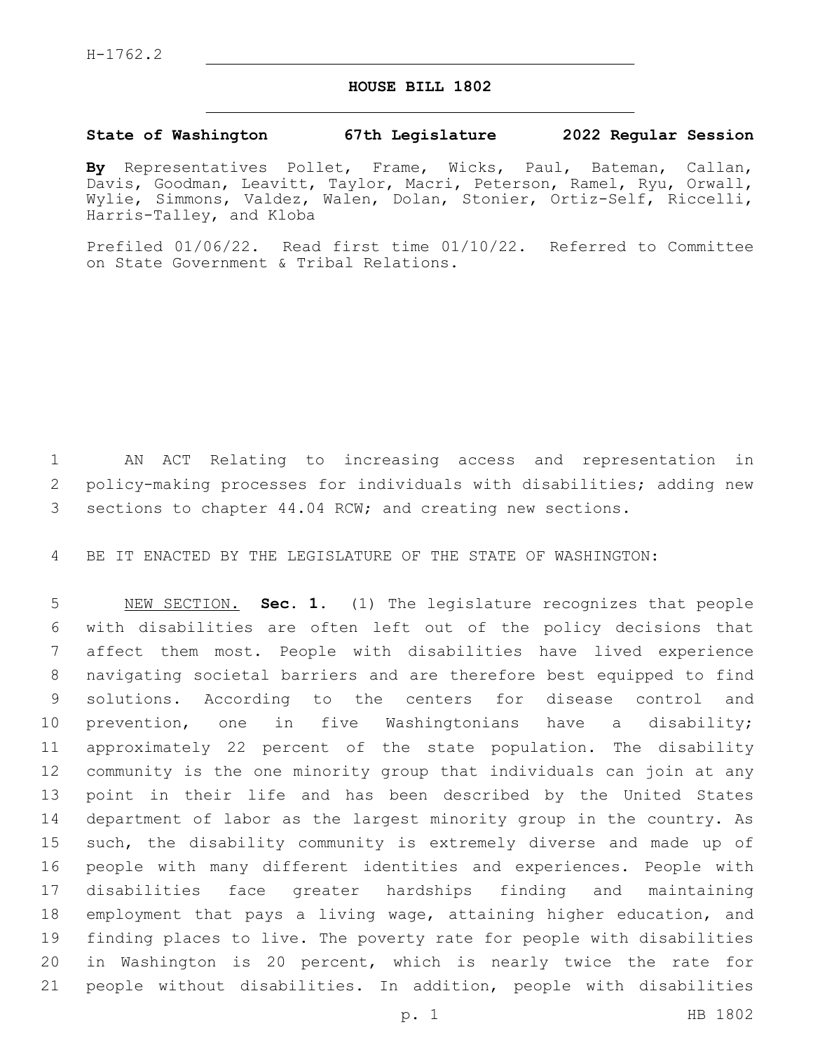H-1762.2

# HOUSE BILL 1802

**State of Washington 67th Legislature 2022 Regular Session**

**By** Representatives Pollet, Frame, Wicks, Paul, Bateman, Callan, Davis, Goodman, Leavitt, Taylor, Macri, Peterson, Ramel, Ryu, Orwall, Wylie, Simmons, Valdez, Walen, Dolan, Stonier, Ortiz-Self, Riccelli, Harris-Talley, and Kloba

Prefiled 01/06/22. Read first time 01/10/22. Referred to Committee on State Government & Tribal Relations.

AN ACT Relating to increasing access and representation in policy-making processes for individuals with disabilities; adding new sections to chapter 44.04 RCW; and creating new sections.

BE IT ENACTED BY THE LEGISLATURE OF THE STATE OF WASHINGTON:

NEW SECTION. **Sec. 1.** (1) The legislature recognizes that people with disabilities are often left out of the policy decisions that affect them most. People with disabilities have lived experience navigating societal barriers and are therefore best equipped to find solutions. According to the centers for disease control and prevention, one in five Washingtonians have a disability; approximately 22 percent of the state population. The disability community is the one minority group that individuals can join at any point in their life and has been described by the United States department of labor as the largest minority group in the country. As such, the disability community is extremely diverse and made up of people with many different identities and experiences. People with disabilities face greater hardships finding and maintaining employment that pays a living wage, attaining higher education, and finding places to live. The poverty rate for people with disabilities in Washington is 20 percent, which is nearly twice the rate for people without disabilities. In addition, people with disabilities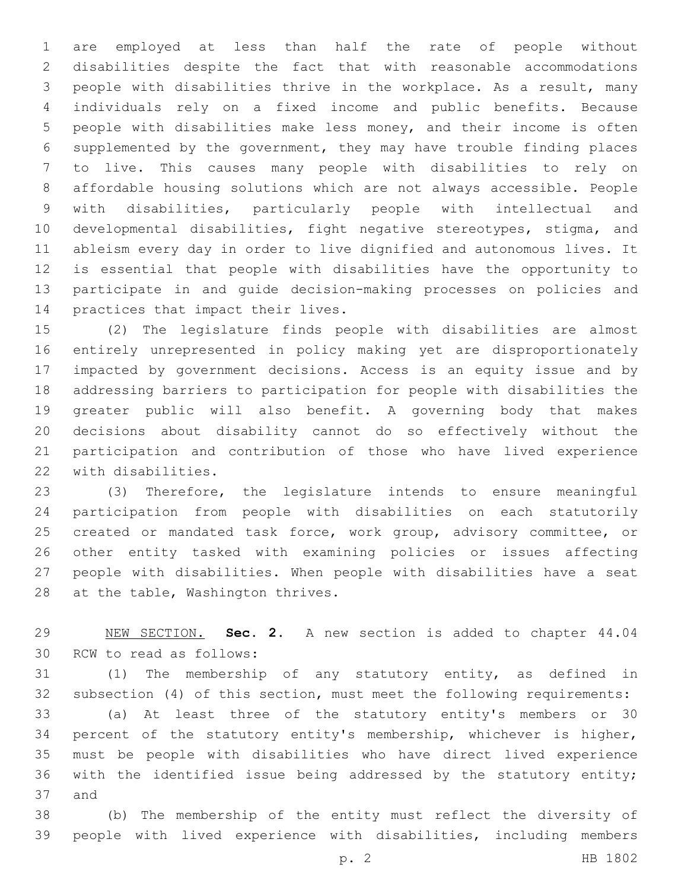are employed at less than half the rate of people without disabilities despite the fact that with reasonable accommodations people with disabilities thrive in the workplace. As a result, many individuals rely on a fixed income and public benefits. Because people with disabilities make less money, and their income is often supplemented by the government, they may have trouble finding places to live. This causes many people with disabilities to rely on affordable housing solutions which are not always accessible. People with disabilities, particularly people with intellectual and developmental disabilities, fight negative stereotypes, stigma, and ableism every day in order to live dignified and autonomous lives. It is essential that people with disabilities have the opportunity to participate in and guide decision-making processes on policies and practices that impact their lives.

(2) The legislature finds people with disabilities are almost entirely unrepresented in policy making yet are disproportionately impacted by government decisions. Access is an equity issue and by addressing barriers to participation for people with disabilities the greater public will also benefit. A governing body that makes decisions about disability cannot do so effectively without the participation and contribution of those who have lived experience with disabilities.

(3) Therefore, the legislature intends to ensure meaningful participation from people with disabilities on each statutorily created or mandated task force, work group, advisory committee, or other entity tasked with examining policies or issues affecting people with disabilities. When people with disabilities have a seat at the table, Washington thrives.

NEW SECTION. **Sec. 2.** A new section is added to chapter 44.04 RCW to read as follows:

(1) The membership of any statutory entity, as defined in subsection (4) of this section, must meet the following requirements:

(a) At least three of the statutory entity's members or 30 percent of the statutory entity's membership, whichever is higher, must be people with disabilities who have direct lived experience with the identified issue being addressed by the statutory entity; and

(b) The membership of the entity must reflect the diversity of people with lived experience with disabilities, including members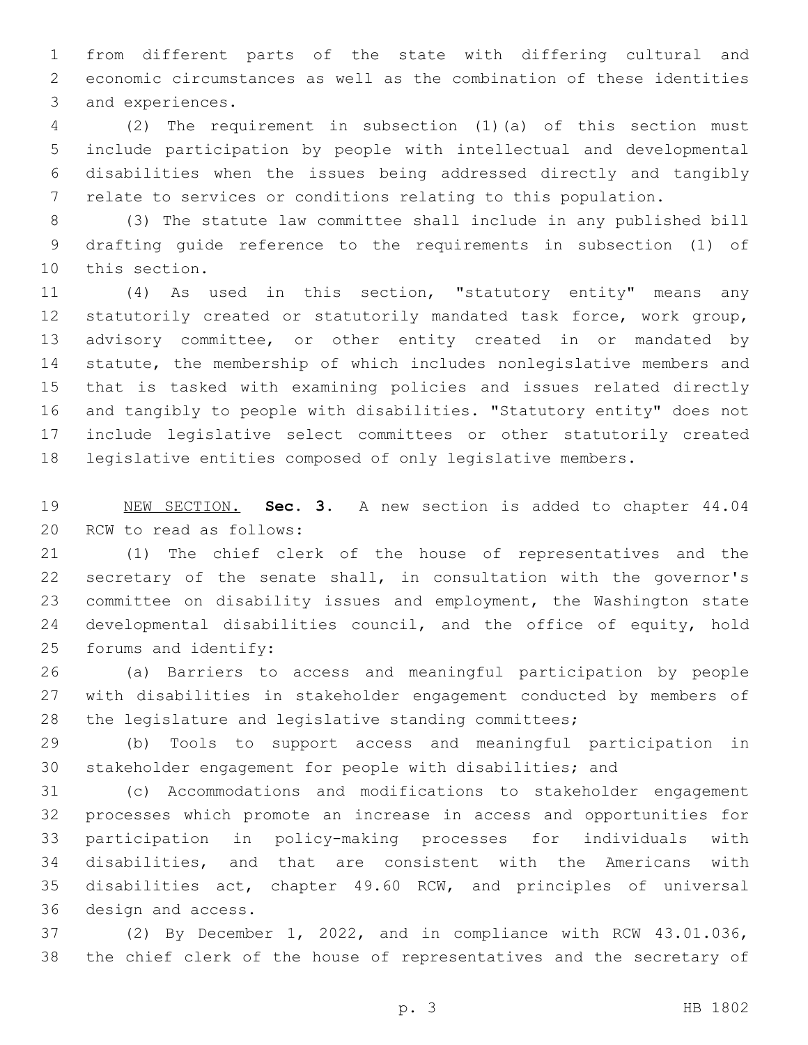from different parts of the state with differing cultural and economic circumstances as well as the combination of these identities and experiences.

(2) The requirement in subsection (1)(a) of this section must include participation by people with intellectual and developmental disabilities when the issues being addressed directly and tangibly relate to services or conditions relating to this population.

(3) The statute law committee shall include in any published bill drafting guide reference to the requirements in subsection (1) of this section.

(4) As used in this section, "statutory entity" means any statutorily created or statutorily mandated task force, work group, advisory committee, or other entity created in or mandated by statute, the membership of which includes nonlegislative members and that is tasked with examining policies and issues related directly and tangibly to people with disabilities. "Statutory entity" does not include legislative select committees or other statutorily created legislative entities composed of only legislative members.

NEW SECTION. **Sec. 3.** A new section is added to chapter 44.04 RCW to read as follows:

(1) The chief clerk of the house of representatives and the secretary of the senate shall, in consultation with the governor's committee on disability issues and employment, the Washington state developmental disabilities council, and the office of equity, hold forums and identify:

(a) Barriers to access and meaningful participation by people with disabilities in stakeholder engagement conducted by members of the legislature and legislative standing committees;

(b) Tools to support access and meaningful participation in stakeholder engagement for people with disabilities; and

(c) Accommodations and modifications to stakeholder engagement processes which promote an increase in access and opportunities for participation in policy-making processes for individuals with disabilities, and that are consistent with the Americans with disabilities act, chapter 49.60 RCW, and principles of universal design and access.

(2) By December 1, 2022, and in compliance with RCW 43.01.036, the chief clerk of the house of representatives and the secretary of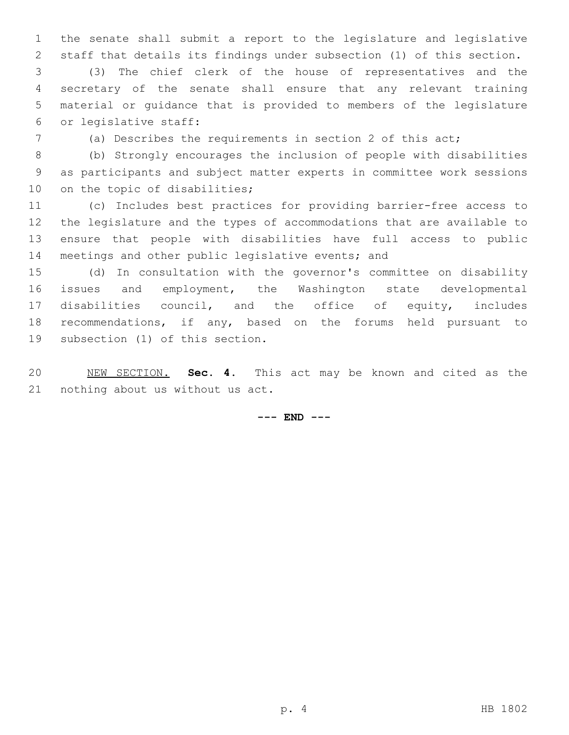the senate shall submit a report to the legislature and legislative staff that details its findings under subsection (1) of this section.

(3) The chief clerk of the house of representatives and the secretary of the senate shall ensure that any relevant training material or guidance that is provided to members of the legislature or legislative staff:

(a) Describes the requirements in section 2 of this act;

(b) Strongly encourages the inclusion of people with disabilities as participants and subject matter experts in committee work sessions on the topic of disabilities;

(c) Includes best practices for providing barrier-free access to the legislature and the types of accommodations that are available to ensure that people with disabilities have full access to public meetings and other public legislative events; and

(d) In consultation with the governor's committee on disability issues and employment, the Washington state developmental disabilities council, and the office of equity, includes recommendations, if any, based on the forums held pursuant to subsection (1) of this section.

NEW SECTION. **Sec. 4.** This act may be known and cited as the nothing about us without us act.

**--- END ---**